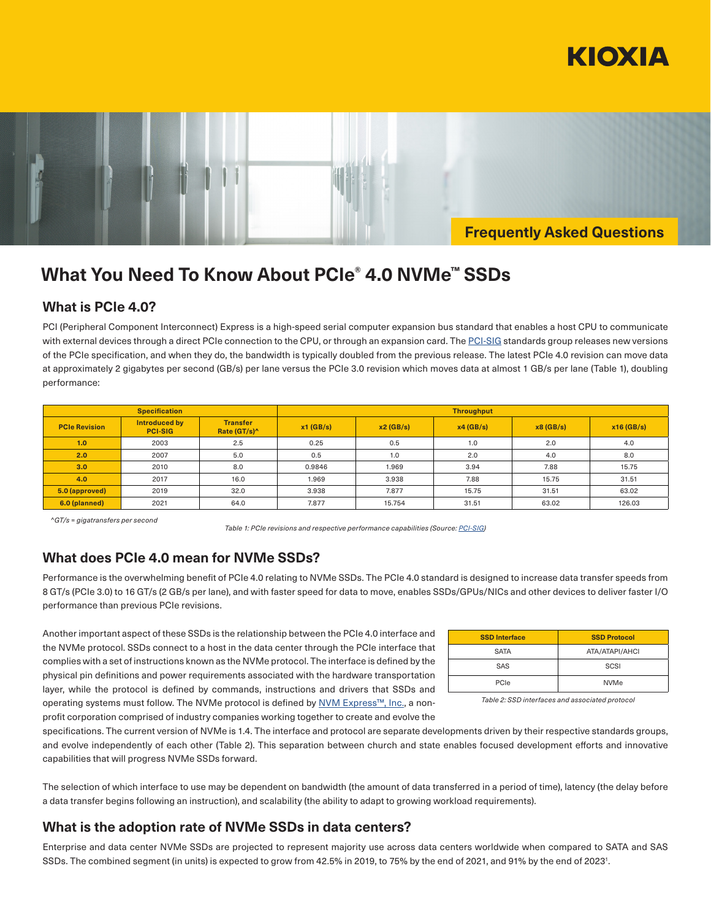KIOXIA

Frequently Asked Questions

# What You Need To Know About PCIe® 4.0 NVMe™ SSDs

## What is PCIe 4.0?

PCI (Peripheral Component Interconnect) Express is a high-speed serial computer expansion bus standard that enables a host CPU to communicate with external devices through a direct PCIe connection to the CPU, or through an expansion card. The PCI-SIG standards group releases new versions of the PCIe specification, and when they do, the bandwidth is typically doubled from the previous release. The latest PCIe 4.0 revision can move data at approximately 2 gigabytes per second (GB/s) per lane versus the PCIe 3.0 revision which moves data at almost 1 GB/s per lane (Table 1), doubling performance:

| Specification | | | Throughput | | | | |
|---|---|---|---|---|---|---|---|
| **PCIe Revision** | **Introduced by PCI-SIG** | **Transfer Rate (GT/s)^** | **x1 (GB/s)** | **x2 (GB/s)** | **x4 (GB/s)** | **x8 (GB/s)** | **x16 (GB/s)** |
| **1.0** | 2003 | 2.5 | 0.25 | 0.5 | 1.0 | 2.0 | 4.0 |
| **2.0** | 2007 | 5.0 | 0.5 | 1.0 | 2.0 | 4.0 | 8.0 |
| **3.0** | 2010 | 8.0 | 0.9846 | 1.969 | 3.94 | 7.88 | 15.75 |
| **4.0** | 2017 | 16.0 | 1.969 | 3.938 | 7.88 | 15.75 | 31.51 |
| **5.0 (approved)** | 2019 | 32.0 | 3.938 | 7.877 | 15.75 | 31.51 | 63.02 |
| **6.0 (planned)** | 2021 | 64.0 | 7.877 | 15.754 | 31.51 | 63.02 | 126.03 |

*^GT/s = gigatransfers per second*

*Table 1: PCIe revisions and respective performance capabilities (Source: PCI-SIG)*

## What does PCIe 4.0 mean for NVMe SSDs?

Performance is the overwhelming benefit of PCIe 4.0 relating to NVMe SSDs. The PCIe 4.0 standard is designed to increase data transfer speeds from 8 GT/s (PCIe 3.0) to 16 GT/s (2 GB/s per lane), and with faster speed for data to move, enables SSDs/GPUs/NICs and other devices to deliver faster I/O performance than previous PCIe revisions.

Another important aspect of these SSDs is the relationship between the PCIe 4.0 interface and the NVMe protocol. SSDs connect to a host in the data center through the PCIe interface that complies with a set of instructions known as the NVMe protocol. The interface is defined by the physical pin definitions and power requirements associated with the hardware transportation layer, while the protocol is defined by commands, instructions and drivers that SSDs and operating systems must follow. The NVMe protocol is defined by NVM Express™, Inc., a non-profit corporation comprised of industry companies working together to create and evolve the specifications. The current version of NVMe is 1.4. The interface and protocol are separate developments driven by their respective standards groups, and evolve independently of each other (Table 2). This separation between church and state enables focused development efforts and innovative capabilities that will progress NVMe SSDs forward.

| SSD Interface | SSD Protocol |
|---|---|
| SATA | ATA/ATAPI/AHCI |
| SAS | SCSI |
| PCIe | NVMe |

*Table 2: SSD interfaces and associated protocol*

The selection of which interface to use may be dependent on bandwidth (the amount of data transferred in a period of time), latency (the delay before a data transfer begins following an instruction), and scalability (the ability to adapt to growing workload requirements).

## What is the adoption rate of NVMe SSDs in data centers?

Enterprise and data center NVMe SSDs are projected to represent majority use across data centers worldwide when compared to SATA and SAS SSDs. The combined segment (in units) is expected to grow from 42.5% in 2019, to 75% by the end of 2021, and 91% by the end of 2023[1].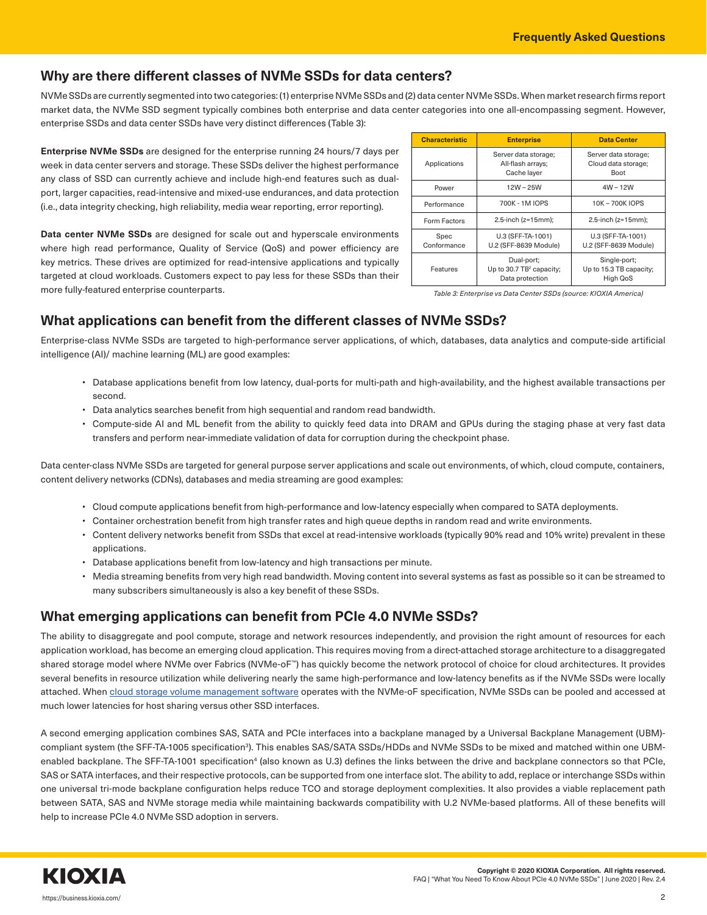## Why are there different classes of NVMe SSDs for data centers?

NVMe SSDs are currently segmented into two categories: (1) enterprise NVMe SSDs and (2) data center NVMe SSDs. When market research firms report market data, the NVMe SSD segment typically combines both enterprise and data center categories into one all-encompassing segment. However, enterprise SSDs and data center SSDs have very distinct differences (Table 3):

**Enterprise NVMe SSDs** are designed for the enterprise running 24 hours/7 days per week in data center servers and storage. These SSDs deliver the highest performance any class of SSD can currently achieve and include high-end features such as dual-port, larger capacities, read-intensive and mixed-use endurances, and data protection (i.e., data integrity checking, high reliability, media wear reporting, error reporting).

**Data center NVMe SSDs** are designed for scale out and hyperscale environments where high read performance, Quality of Service (QoS) and power efficiency are key metrics. These drives are optimized for read-intensive applications and typically targeted at cloud workloads. Customers expect to pay less for these SSDs than their more fully-featured enterprise counterparts.

| Characteristic | Enterprise | Data Center |
|---|---|---|
| Applications | Server data storage; All-flash arrays; Cache layer | Server data storage; Cloud data storage; Boot |
| Power | 12W – 25W | 4W – 12W |
| Performance | 700K - 1M IOPS | 10K – 700K IOPS |
| Form Factors | 2.5-inch (z=15mm); | 2.5-inch (z=15mm); |
| Spec Conformance | U.3 (SFF-TA-1001) U.2 (SFF-8639 Module) | U.3 (SFF-TA-1001) U.2 (SFF-8639 Module) |
| Features | Dual-port; Up to 30.7 TB[2] capacity; Data protection | Single-port; Up to 15.3 TB capacity; High QoS |

*Table 3: Enterprise vs Data Center SSDs (source: KIOXIA America)*

## What applications can benefit from the different classes of NVMe SSDs?

Enterprise-class NVMe SSDs are targeted to high-performance server applications, of which, databases, data analytics and compute-side artificial intelligence (AI)/ machine learning (ML) are good examples:

- Database applications benefit from low latency, dual-ports for multi-path and high-availability, and the highest available transactions per second.
- Data analytics searches benefit from high sequential and random read bandwidth.
- Compute-side AI and ML benefit from the ability to quickly feed data into DRAM and GPUs during the staging phase at very fast data transfers and perform near-immediate validation of data for corruption during the checkpoint phase.

Data center-class NVMe SSDs are targeted for general purpose server applications and scale out environments, of which, cloud compute, containers, content delivery networks (CDNs), databases and media streaming are good examples:

- Cloud compute applications benefit from high-performance and low-latency especially when compared to SATA deployments.
- Container orchestration benefit from high transfer rates and high queue depths in random read and write environments.
- Content delivery networks benefit from SSDs that excel at read-intensive workloads (typically 90% read and 10% write) prevalent in these applications.
- Database applications benefit from low-latency and high transactions per minute.
- Media streaming benefits from very high read bandwidth. Moving content into several systems as fast as possible so it can be streamed to many subscribers simultaneously is also a key benefit of these SSDs.

## What emerging applications can benefit from PCIe 4.0 NVMe SSDs?

The ability to disaggregate and pool compute, storage and network resources independently, and provision the right amount of resources for each application workload, has become an emerging cloud application. This requires moving from a direct-attached storage architecture to a disaggregated shared storage model where NVMe over Fabrics (NVMe-oF™) has quickly become the network protocol of choice for cloud architectures. It provides several benefits in resource utilization while delivering nearly the same high-performance and low-latency benefits as if the NVMe SSDs were locally attached. When cloud storage volume management software operates with the NVMe-oF specification, NVMe SSDs can be pooled and accessed at much lower latencies for host sharing versus other SSD interfaces.

A second emerging application combines SAS, SATA and PCIe interfaces into a backplane managed by a Universal Backplane Management (UBM)-compliant system (the SFF-TA-1005 specification[3]). This enables SAS/SATA SSDs/HDDs and NVMe SSDs to be mixed and matched within one UBM-enabled backplane. The SFF-TA-1001 specification[4] (also known as U.3) defines the links between the drive and backplane connectors so that PCIe, SAS or SATA interfaces, and their respective protocols, can be supported from one interface slot. The ability to add, replace or interchange SSDs within one universal tri-mode backplane configuration helps reduce TCO and storage deployment complexities. It also provides a viable replacement path between SATA, SAS and NVMe storage media while maintaining backwards compatibility with U.2 NVMe-based platforms. All of these benefits will help to increase PCIe 4.0 NVMe SSD adoption in servers.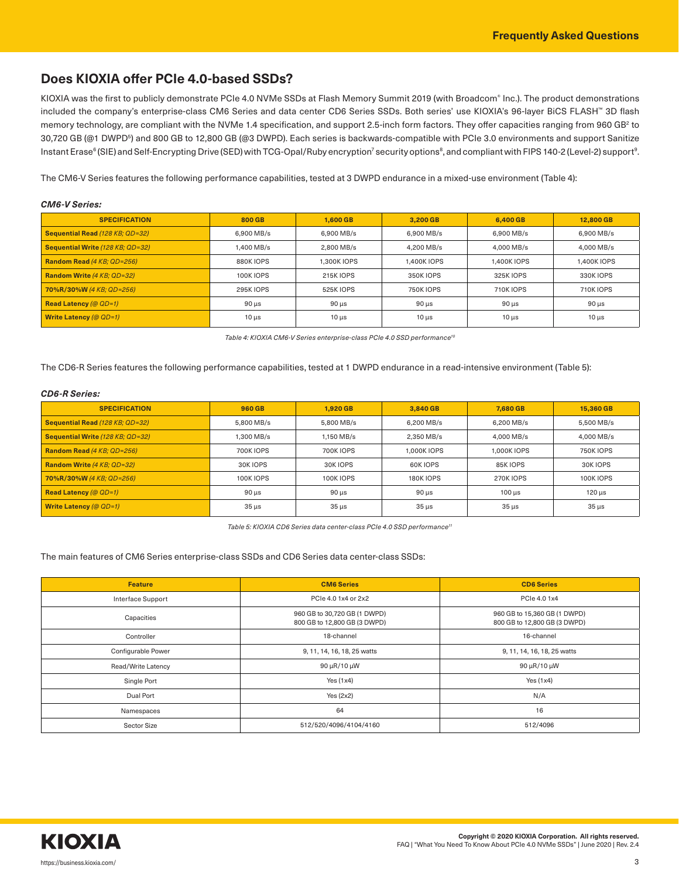## Does KIOXIA offer PCIe 4.0-based SSDs?

KIOXIA was the first to publicly demonstrate PCIe 4.0 NVMe SSDs at Flash Memory Summit 2019 (with Broadcom® Inc.). The product demonstrations included the company's enterprise-class CM6 Series and data center CD6 Series SSDs. Both series' use KIOXIA's 96-layer BiCS FLASH™ 3D flash memory technology, are compliant with the NVMe 1.4 specification, and support 2.5-inch form factors. They offer capacities ranging from 960 GB[2] to 30,720 GB (@1 DWPD[5]) and 800 GB to 12,800 GB (@3 DWPD). Each series is backwards-compatible with PCIe 3.0 environments and support Sanitize Instant Erase[6] (SIE) and Self-Encrypting Drive (SED) with TCG-Opal/Ruby encryption[7] security options[8], and compliant with FIPS 140-2 (Level-2) support[9].

The CM6-V Series features the following performance capabilities, tested at 3 DWPD endurance in a mixed-use environment (Table 4):

***CM6-V Series:***

| SPECIFICATION | 800 GB | 1,600 GB | 3,200 GB | 6,400 GB | 12,800 GB |
|---|---|---|---|---|---|
| **Sequential Read** *(128 KB; QD=32)* | 6,900 MB/s | 6,900 MB/s | 6,900 MB/s | 6,900 MB/s | 6,900 MB/s |
| **Sequential Write** *(128 KB; QD=32)* | 1,400 MB/s | 2,800 MB/s | 4,200 MB/s | 4,000 MB/s | 4,000 MB/s |
| **Random Read** *(4 KB; QD=256)* | 880K IOPS | 1,300K IOPS | 1,400K IOPS | 1,400K IOPS | 1,400K IOPS |
| **Random Write** *(4 KB; QD=32)* | 100K IOPS | 215K IOPS | 350K IOPS | 325K IOPS | 330K IOPS |
| **70%R/30%W** *(4 KB; QD=256)* | 295K IOPS | 525K IOPS | 750K IOPS | 710K IOPS | 710K IOPS |
| **Read Latency** *(@ QD=1)* | 90 µs | 90 µs | 90 µs | 90 µs | 90 µs |
| **Write Latency** *(@ QD=1)* | 10 µs | 10 µs | 10 µs | 10 µs | 10 µs |

*Table 4: KIOXIA CM6-V Series enterprise-class PCIe 4.0 SSD performance[10]*

The CD6-R Series features the following performance capabilities, tested at 1 DWPD endurance in a read-intensive environment (Table 5):

***CD6-R Series:***

| SPECIFICATION | 960 GB | 1,920 GB | 3,840 GB | 7,680 GB | 15,360 GB |
|---|---|---|---|---|---|
| **Sequential Read** *(128 KB; QD=32)* | 5,800 MB/s | 5,800 MB/s | 6,200 MB/s | 6,200 MB/s | 5,500 MB/s |
| **Sequential Write** *(128 KB; QD=32)* | 1,300 MB/s | 1,150 MB/s | 2,350 MB/s | 4,000 MB/s | 4,000 MB/s |
| **Random Read** *(4 KB; QD=256)* | 700K IOPS | 700K IOPS | 1,000K IOPS | 1,000K IOPS | 750K IOPS |
| **Random Write** *(4 KB; QD=32)* | 30K IOPS | 30K IOPS | 60K IOPS | 85K IOPS | 30K IOPS |
| **70%R/30%W** *(4 KB; QD=256)* | 100K IOPS | 100K IOPS | 180K IOPS | 270K IOPS | 100K IOPS |
| **Read Latency** *(@ QD=1)* | 90 µs | 90 µs | 90 µs | 100 µs | 120 µs |
| **Write Latency** *(@ QD=1)* | 35 µs | 35 µs | 35 µs | 35 µs | 35 µs |

*Table 5: KIOXIA CD6 Series data center-class PCIe 4.0 SSD performance[11]*

The main features of CM6 Series enterprise-class SSDs and CD6 Series data center-class SSDs:

| Feature | CM6 Series | CD6 Series |
|---|---|---|
| Interface Support | PCIe 4.0 1x4 or 2x2 | PCIe 4.0 1x4 |
| Capacities | 960 GB to 30,720 GB (1 DWPD)<br>800 GB to 12,800 GB (3 DWPD) | 960 GB to 15,360 GB (1 DWPD)<br>800 GB to 12,800 GB (3 DWPD) |
| Controller | 18-channel | 16-channel |
| Configurable Power | 9, 11, 14, 16, 18, 25 watts | 9, 11, 14, 16, 18, 25 watts |
| Read/Write Latency | 90 µR/10 µW | 90 µR/10 µW |
| Single Port | Yes (1x4) | Yes (1x4) |
| Dual Port | Yes (2x2) | N/A |
| Namespaces | 64 | 16 |
| Sector Size | 512/520/4096/4104/4160 | 512/4096 |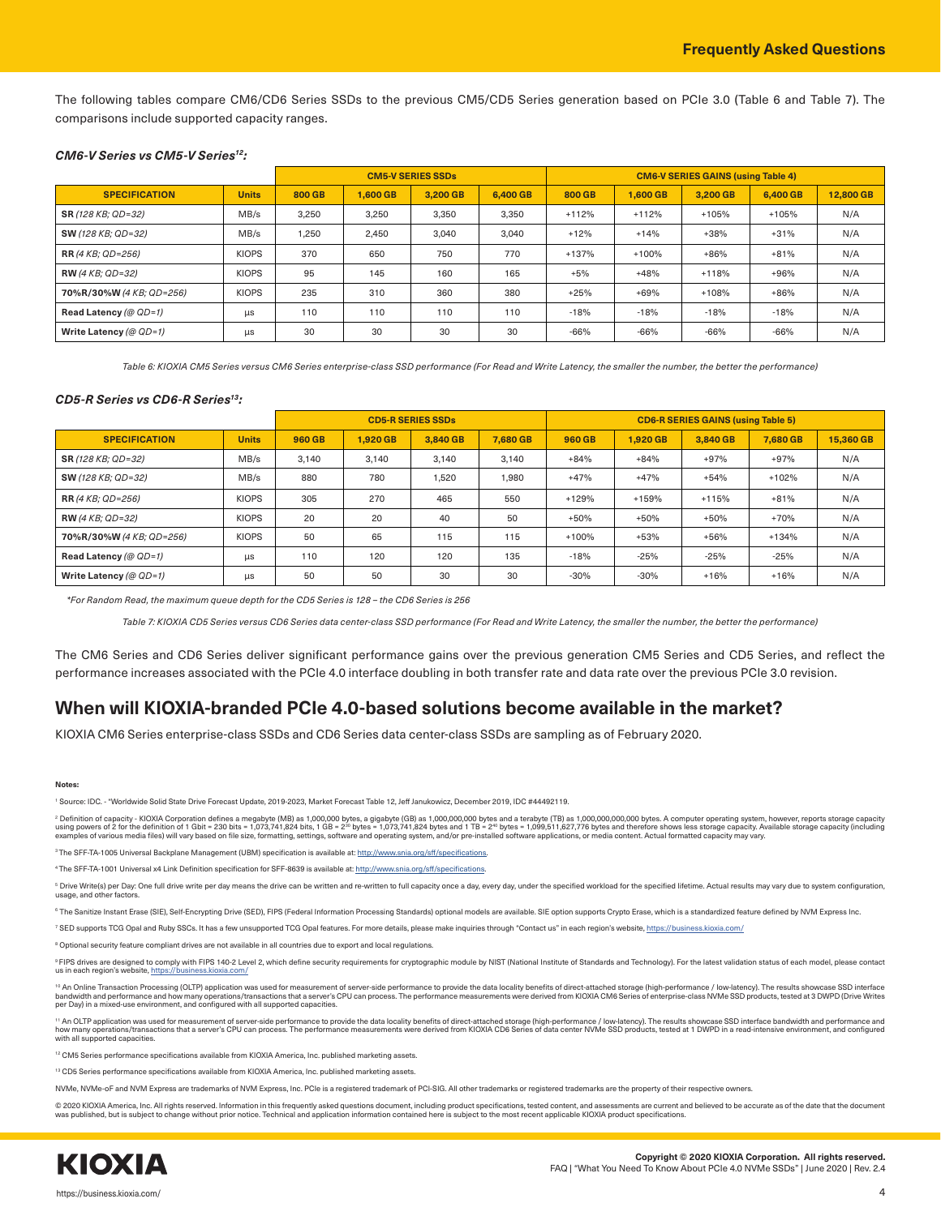The following tables compare CM6/CD6 Series SSDs to the previous CM5/CD5 Series generation based on PCIe 3.0 (Table 6 and Table 7). The comparisons include supported capacity ranges.

***CM6-V Series vs CM5-V Series[12]:***

| | | CM5-V SERIES SSDs | | | | CM6-V SERIES GAINS (using Table 4) | | | | |
|---|---|---|---|---|---|---|---|---|---|---|
| **SPECIFICATION** | **Units** | **800 GB** | **1,600 GB** | **3,200 GB** | **6,400 GB** | **800 GB** | **1,600 GB** | **3,200 GB** | **6,400 GB** | **12,800 GB** |
| **SR** *(128 KB; QD=32)* | MB/s | 3,250 | 3,250 | 3,350 | 3,350 | +112% | +112% | +105% | +105% | N/A |
| **SW** *(128 KB; QD=32)* | MB/s | 1,250 | 2,450 | 3,040 | 3,040 | +12% | +14% | +38% | +31% | N/A |
| **RR** *(4 KB; QD=256)* | KIOPS | 370 | 650 | 750 | 770 | +137% | +100% | +86% | +81% | N/A |
| **RW** *(4 KB; QD=32)* | KIOPS | 95 | 145 | 160 | 165 | +5% | +48% | +118% | +96% | N/A |
| **70%R/30%W** *(4 KB; QD=256)* | KIOPS | 235 | 310 | 360 | 380 | +25% | +69% | +108% | +86% | N/A |
| **Read Latency** *(@ QD=1)* | µs | 110 | 110 | 110 | 110 | -18% | -18% | -18% | -18% | N/A |
| **Write Latency** *(@ QD=1)* | µs | 30 | 30 | 30 | 30 | -66% | -66% | -66% | -66% | N/A |

*Table 6: KIOXIA CM5 Series versus CM6 Series enterprise-class SSD performance (For Read and Write Latency, the smaller the number, the better the performance)*

***CD5-R Series vs CD6-R Series[13]:***

| | | CD5-R SERIES SSDs | | | | CD6-R SERIES GAINS (using Table 5) | | | | |
|---|---|---|---|---|---|---|---|---|---|---|
| **SPECIFICATION** | **Units** | **960 GB** | **1,920 GB** | **3,840 GB** | **7,680 GB** | **960 GB** | **1,920 GB** | **3,840 GB** | **7,680 GB** | **15,360 GB** |
| **SR** *(128 KB; QD=32)* | MB/s | 3,140 | 3,140 | 3,140 | 3,140 | +84% | +84% | +97% | +97% | N/A |
| **SW** *(128 KB; QD=32)* | MB/s | 880 | 780 | 1,520 | 1,980 | +47% | +47% | +54% | +102% | N/A |
| **RR** *(4 KB; QD=256)* | KIOPS | 305 | 270 | 465 | 550 | +129% | +159% | +115% | +81% | N/A |
| **RW** *(4 KB; QD=32)* | KIOPS | 20 | 20 | 40 | 50 | +50% | +50% | +50% | +70% | N/A |
| **70%R/30%W** *(4 KB; QD=256)* | KIOPS | 50 | 65 | 115 | 115 | +100% | +53% | +56% | +134% | N/A |
| **Read Latency** *(@ QD=1)* | µs | 110 | 120 | 120 | 135 | -18% | -25% | -25% | -25% | N/A |
| **Write Latency** *(@ QD=1)* | µs | 50 | 50 | 30 | 30 | -30% | -30% | +16% | +16% | N/A |

*\*For Random Read, the maximum queue depth for the CD5 Series is 128 – the CD6 Series is 256*

*Table 7: KIOXIA CD5 Series versus CD6 Series data center-class SSD performance (For Read and Write Latency, the smaller the number, the better the performance)*

The CM6 Series and CD6 Series deliver significant performance gains over the previous generation CM5 Series and CD5 Series, and reflect the performance increases associated with the PCIe 4.0 interface doubling in both transfer rate and data rate over the previous PCIe 3.0 revision.

## When will KIOXIA-branded PCIe 4.0-based solutions become available in the market?

KIOXIA CM6 Series enterprise-class SSDs and CD6 Series data center-class SSDs are sampling as of February 2020.

**Notes:**

[1] Source: IDC. - "Worldwide Solid State Drive Forecast Update, 2019-2023, Market Forecast Table 12, Jeff Janukowicz, December 2019, IDC #44492119.

[2] Definition of capacity - KIOXIA Corporation defines a megabyte (MB) as 1,000,000 bytes, a gigabyte (GB) as 1,000,000,000 bytes and a terabyte (TB) as 1,000,000,000,000 bytes. A computer operating system, however, reports storage capacity using powers of 2 for the definition of 1 Gbit = 230 bits = 1,073,741,824 bits, 1 GB = $2^{30}$ bytes = 1,073,741,824 bytes and 1 TB = $2^{40}$ bytes = 1,099,511,627,776 bytes and therefore shows less storage capacity. Available storage capacity (including examples of various media files) will vary based on file size, formatting, settings, software and operating system, and/or pre-installed software applications, or media content. Actual formatted capacity may vary.

[3] The SFF-TA-1005 Universal Backplane Management (UBM) specification is available at: http://www.snia.org/sff/specifications.

[4] The SFF-TA-1001 Universal x4 Link Definition specification for SFF-8639 is available at: http://www.snia.org/sff/specifications.

[5] Drive Write(s) per Day: One full drive write per day means the drive can be written and re-written to full capacity once a day, every day, under the specified workload for the specified lifetime. Actual results may vary due to system configuration, usage, and other factors.

[6] The Sanitize Instant Erase (SIE), Self-Encrypting Drive (SED), FIPS (Federal Information Processing Standards) optional models are available. SIE option supports Crypto Erase, which is a standardized feature defined by NVM Express Inc.

[7] SED supports TCG Opal and Ruby SSCs. It has a few unsupported TCG Opal features. For more details, please make inquiries through "Contact us" in each region's website, https://business.kioxia.com/

[8] Optional security feature compliant drives are not available in all countries due to export and local regulations.

[9] FIPS drives are designed to comply with FIPS 140-2 Level 2, which define security requirements for cryptographic module by NIST (National Institute of Standards and Technology). For the latest validation status of each model, please contact us in each region's website, https://business.kioxia.com/

[10] An Online Transaction Processing (OLTP) application was used for measurement of server-side performance to provide the data locality benefits of direct-attached storage (high-performance / low-latency). The results showcase SSD interface bandwidth and performance and how many operations/transactions that a server's CPU can process. The performance measurements were derived from KIOXIA CM6 Series of enterprise-class NVMe SSD products, tested at 3 DWPD (Drive Writes per Day) in a mixed-use environment, and configured with all supported capacities.

[11] An OLTP application was used for measurement of server-side performance to provide the data locality benefits of direct-attached storage (high-performance / low-latency). The results showcase SSD interface bandwidth and performance and how many operations/transactions that a server's CPU can process. The performance measurements were derived from KIOXIA CD6 Series of data center NVMe SSD products, tested at 1 DWPD in a read-intensive environment, and configured with all supported capacities.

[12] CM5 Series performance specifications available from KIOXIA America, Inc. published marketing assets.

[13] CD5 Series performance specifications available from KIOXIA America, Inc. published marketing assets.

NVMe, NVMe-oF and NVM Express are trademarks of NVM Express, Inc. PCIe is a registered trademark of PCI-SIG. All other trademarks or registered trademarks are the property of their respective owners.

© 2020 KIOXIA America, Inc. All rights reserved. Information in this frequently asked questions document, including product specifications, tested content, and assessments are current and believed to be accurate as of the date that the document was published, but is subject to change without prior notice. Technical and application information contained here is subject to the most recent applicable KIOXIA product specifications.

KIOXIA

**Copyright © 2020 KIOXIA Corporation. All rights reserved.**
FAQ | "What You Need To Know About PCIe 4.0 NVMe SSDs" | June 2020 | Rev. 2.4

https://business.kioxia.com/